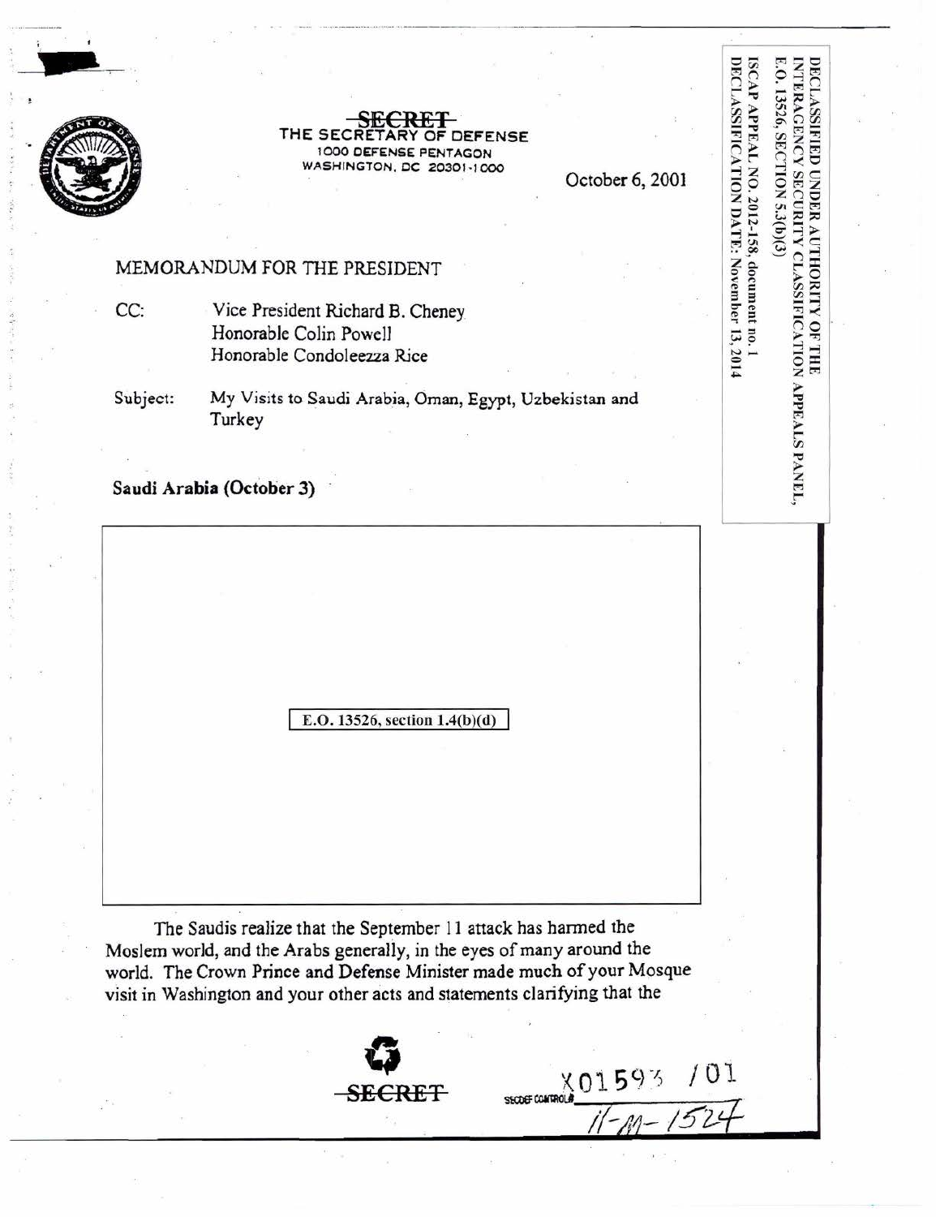~~SECRET~~

THE SECRETARY OF DEFENSE
1000 DEFENSE PENTAGON
WASHINGTON, DC 20301-1000

October 6, 2001

DECLASSIFIED UNDER AUTHORITY OF THE INTERAGENCY SECURITY CLASSIFICATION APPEALS PANEL, E.O. 13526, SECTION 5.3(b)(3)
ISCAP APPEAL NO. 2012-158, document no. 1
DECLASSIFICATION DATE: November 13, 2014

MEMORANDUM FOR THE PRESIDENT

CC: Vice President Richard B. Cheney
Honorable Colin Powell
Honorable Condoleezza Rice

Subject: My Visits to Saudi Arabia, Oman, Egypt, Uzbekistan and Turkey

**Saudi Arabia (October 3)**

E.O. 13526, section 1.4(b)(d)

The Saudis realize that the September 11 attack has harmed the Moslem world, and the Arabs generally, in the eyes of many around the world. The Crown Prince and Defense Minister made much of your Mosque visit in Washington and your other acts and statements clarifying that the

~~SECRET~~

SECDEF CONTROL# X01593 /01
11-M-1524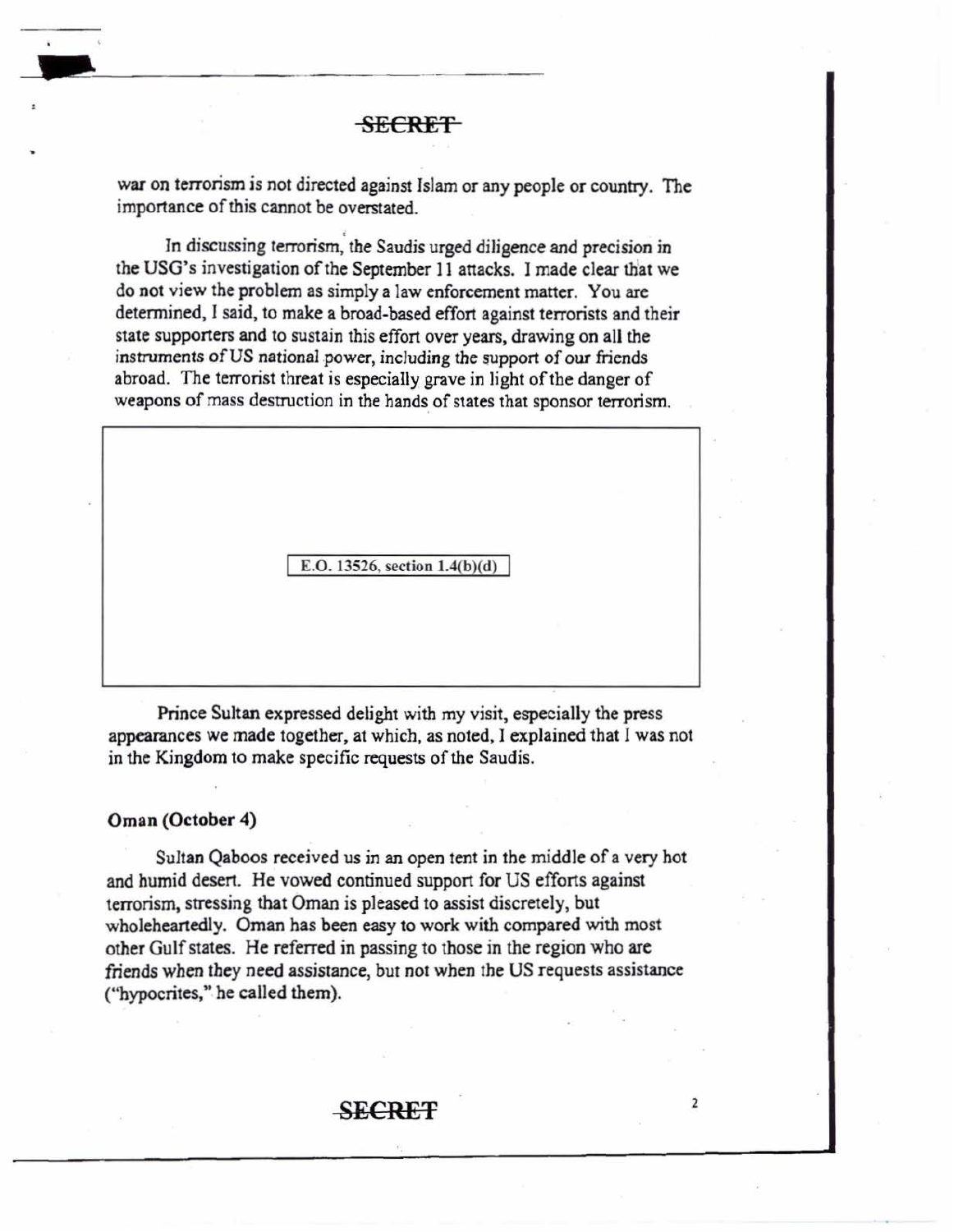SECRET

war on terrorism is not directed against Islam or any people or country. The importance of this cannot be overstated.

In discussing terrorism, the Saudis urged diligence and precision in the USG's investigation of the September 11 attacks. I made clear that we do not view the problem as simply a law enforcement matter. You are determined, I said, to make a broad-based effort against terrorists and their state supporters and to sustain this effort over years, drawing on all the instruments of US national power, including the support of our friends abroad. The terrorist threat is especially grave in light of the danger of weapons of mass destruction in the hands of states that sponsor terrorism.

E.O. 13526, section 1.4(b)(d)

Prince Sultan expressed delight with my visit, especially the press appearances we made together, at which, as noted, I explained that I was not in the Kingdom to make specific requests of the Saudis.

**Oman (October 4)**

Sultan Qaboos received us in an open tent in the middle of a very hot and humid desert. He vowed continued support for US efforts against terrorism, stressing that Oman is pleased to assist discretely, but wholeheartedly. Oman has been easy to work with compared with most other Gulf states. He referred in passing to those in the region who are friends when they need assistance, but not when the US requests assistance ("hypocrites," he called them).

SECRET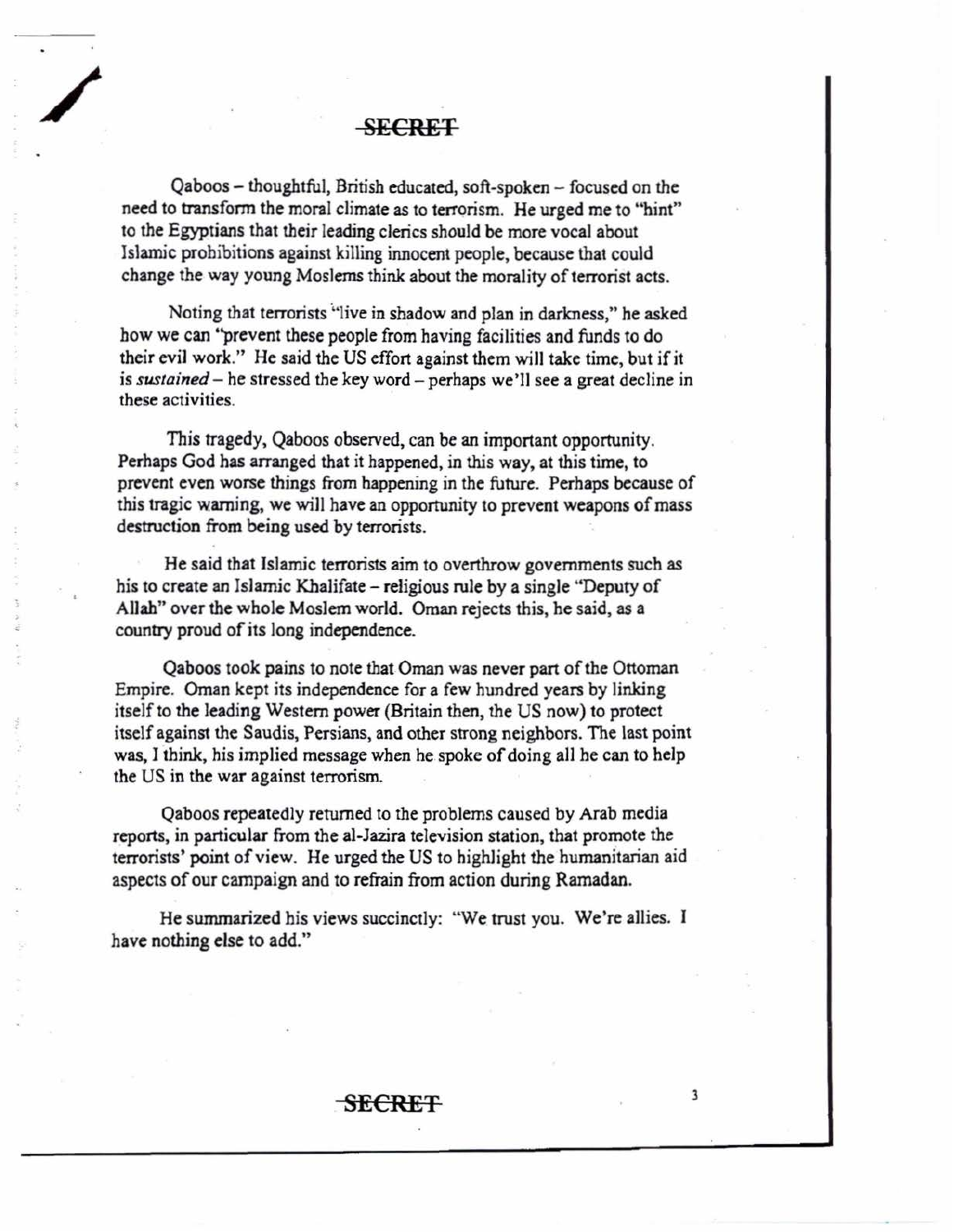SECRET

Qaboos – thoughtful, British educated, soft-spoken – focused on the need to transform the moral climate as to terrorism. He urged me to "hint" to the Egyptians that their leading clerics should be more vocal about Islamic prohibitions against killing innocent people, because that could change the way young Moslems think about the morality of terrorist acts.

Noting that terrorists "live in shadow and plan in darkness," he asked how we can "prevent these people from having facilities and funds to do their evil work." He said the US effort against them will take time, but if it is *sustained* – he stressed the key word – perhaps we'll see a great decline in these activities.

This tragedy, Qaboos observed, can be an important opportunity. Perhaps God has arranged that it happened, in this way, at this time, to prevent even worse things from happening in the future. Perhaps because of this tragic warning, we will have an opportunity to prevent weapons of mass destruction from being used by terrorists.

He said that Islamic terrorists aim to overthrow governments such as his to create an Islamic Khalifate – religious rule by a single "Deputy of Allah" over the whole Moslem world. Oman rejects this, he said, as a country proud of its long independence.

Qaboos took pains to note that Oman was never part of the Ottoman Empire. Oman kept its independence for a few hundred years by linking itself to the leading Western power (Britain then, the US now) to protect itself against the Saudis, Persians, and other strong neighbors. The last point was, I think, his implied message when he spoke of doing all he can to help the US in the war against terrorism.

Qaboos repeatedly returned to the problems caused by Arab media reports, in particular from the al-Jazira television station, that promote the terrorists' point of view. He urged the US to highlight the humanitarian aid aspects of our campaign and to refrain from action during Ramadan.

He summarized his views succinctly: "We trust you. We're allies. I have nothing else to add."

SECRET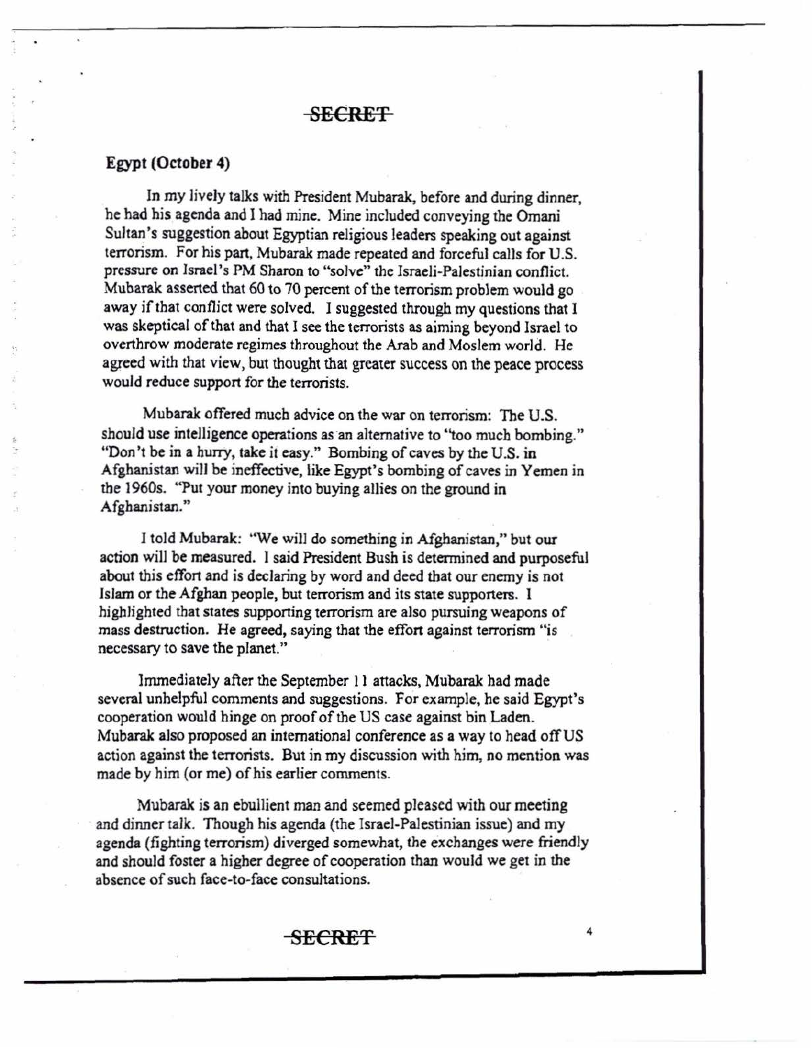SECRET

## Egypt (October 4)

In my lively talks with President Mubarak, before and during dinner, he had his agenda and I had mine. Mine included conveying the Omani Sultan's suggestion about Egyptian religious leaders speaking out against terrorism. For his part, Mubarak made repeated and forceful calls for U.S. pressure on Israel's PM Sharon to "solve" the Israeli-Palestinian conflict. Mubarak asserted that 60 to 70 percent of the terrorism problem would go away if that conflict were solved. I suggested through my questions that I was skeptical of that and that I see the terrorists as aiming beyond Israel to overthrow moderate regimes throughout the Arab and Moslem world. He agreed with that view, but thought that greater success on the peace process would reduce support for the terrorists.

Mubarak offered much advice on the war on terrorism: The U.S. should use intelligence operations as an alternative to "too much bombing." "Don't be in a hurry, take it easy." Bombing of caves by the U.S. in Afghanistan will be ineffective, like Egypt's bombing of caves in Yemen in the 1960s. "Put your money into buying allies on the ground in Afghanistan."

I told Mubarak: "We will do something in Afghanistan," but our action will be measured. I said President Bush is determined and purposeful about this effort and is declaring by word and deed that our enemy is not Islam or the Afghan people, but terrorism and its state supporters. I highlighted that states supporting terrorism are also pursuing weapons of mass destruction. He agreed, saying that the effort against terrorism "is necessary to save the planet."

Immediately after the September 11 attacks, Mubarak had made several unhelpful comments and suggestions. For example, he said Egypt's cooperation would hinge on proof of the US case against bin Laden. Mubarak also proposed an international conference as a way to head off US action against the terrorists. But in my discussion with him, no mention was made by him (or me) of his earlier comments.

Mubarak is an ebullient man and seemed pleased with our meeting and dinner talk. Though his agenda (the Israel-Palestinian issue) and my agenda (fighting terrorism) diverged somewhat, the exchanges were friendly and should foster a higher degree of cooperation than would we get in the absence of such face-to-face consultations.

SECRET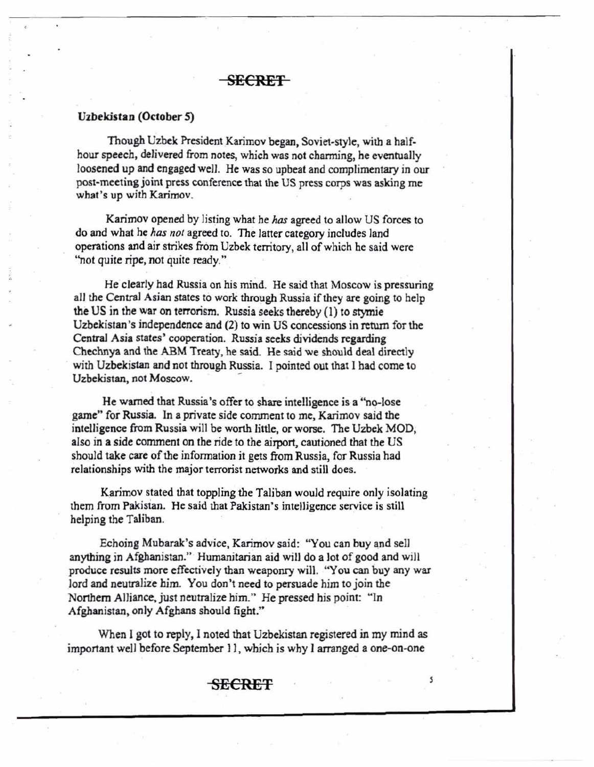~~**SECRET**~~

**Uzbekistan (October 5)**

Though Uzbek President Karimov began, Soviet-style, with a half-hour speech, delivered from notes, which was not charming, he eventually loosened up and engaged well. He was so upbeat and complimentary in our post-meeting joint press conference that the US press corps was asking me what's up with Karimov.

Karimov opened by listing what he *has* agreed to allow US forces to do and what he *has not* agreed to. The latter category includes land operations and air strikes from Uzbek territory, all of which he said were "not quite ripe, not quite ready."

He clearly had Russia on his mind. He said that Moscow is pressuring all the Central Asian states to work through Russia if they are going to help the US in the war on terrorism. Russia seeks thereby (1) to stymie Uzbekistan's independence and (2) to win US concessions in return for the Central Asia states' cooperation. Russia seeks dividends regarding Chechnya and the ABM Treaty, he said. He said we should deal directly with Uzbekistan and not through Russia. I pointed out that I had come to Uzbekistan, not Moscow.

He warned that Russia's offer to share intelligence is a "no-lose game" for Russia. In a private side comment to me, Karimov said the intelligence from Russia will be worth little, or worse. The Uzbek MOD, also in a side comment on the ride to the airport, cautioned that the US should take care of the information it gets from Russia, for Russia had relationships with the major terrorist networks and still does.

Karimov stated that toppling the Taliban would require only isolating them from Pakistan. He said that Pakistan's intelligence service is still helping the Taliban.

Echoing Mubarak's advice, Karimov said: "You can buy and sell anything in Afghanistan." Humanitarian aid will do a lot of good and will produce results more effectively than weaponry will. "You can buy any war lord and neutralize him. You don't need to persuade him to join the Northern Alliance, just neutralize him." He pressed his point: "In Afghanistan, only Afghans should fight."

When I got to reply, I noted that Uzbekistan registered in my mind as important well before September 11, which is why I arranged a one-on-one

~~**SECRET**~~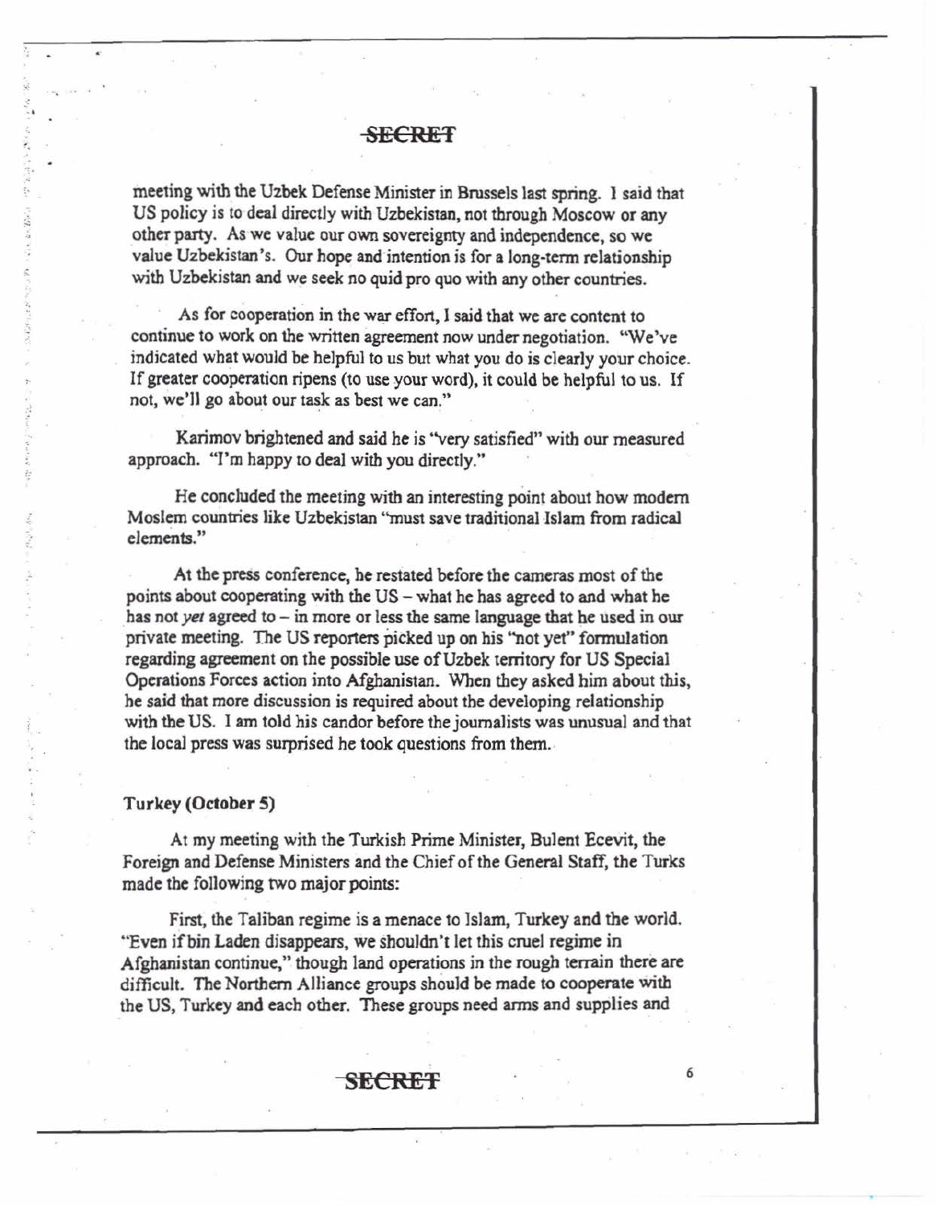~~SECRET~~

meeting with the Uzbek Defense Minister in Brussels last spring. I said that US policy is to deal directly with Uzbekistan, not through Moscow or any other party. As we value our own sovereignty and independence, so we value Uzbekistan's. Our hope and intention is for a long-term relationship with Uzbekistan and we seek no quid pro quo with any other countries.

As for cooperation in the war effort, I said that we are content to continue to work on the written agreement now under negotiation. "We've indicated what would be helpful to us but what you do is clearly your choice. If greater cooperation ripens (to use your word), it could be helpful to us. If not, we'll go about our task as best we can."

Karimov brightened and said he is "very satisfied" with our measured approach. "I'm happy to deal with you directly."

He concluded the meeting with an interesting point about how modern Moslem countries like Uzbekistan "must save traditional Islam from radical elements."

At the press conference, he restated before the cameras most of the points about cooperating with the US – what he has agreed to and what he has not *yet* agreed to – in more or less the same language that he used in our private meeting. The US reporters picked up on his "not yet" formulation regarding agreement on the possible use of Uzbek territory for US Special Operations Forces action into Afghanistan. When they asked him about this, he said that more discussion is required about the developing relationship with the US. I am told his candor before the journalists was unusual and that the local press was surprised he took questions from them.

**Turkey (October 5)**

At my meeting with the Turkish Prime Minister, Bulent Ecevit, the Foreign and Defense Ministers and the Chief of the General Staff, the Turks made the following two major points:

First, the Taliban regime is a menace to Islam, Turkey and the world. "Even if bin Laden disappears, we shouldn't let this cruel regime in Afghanistan continue," though land operations in the rough terrain there are difficult. The Northern Alliance groups should be made to cooperate with the US, Turkey and each other. These groups need arms and supplies and

~~SECRET~~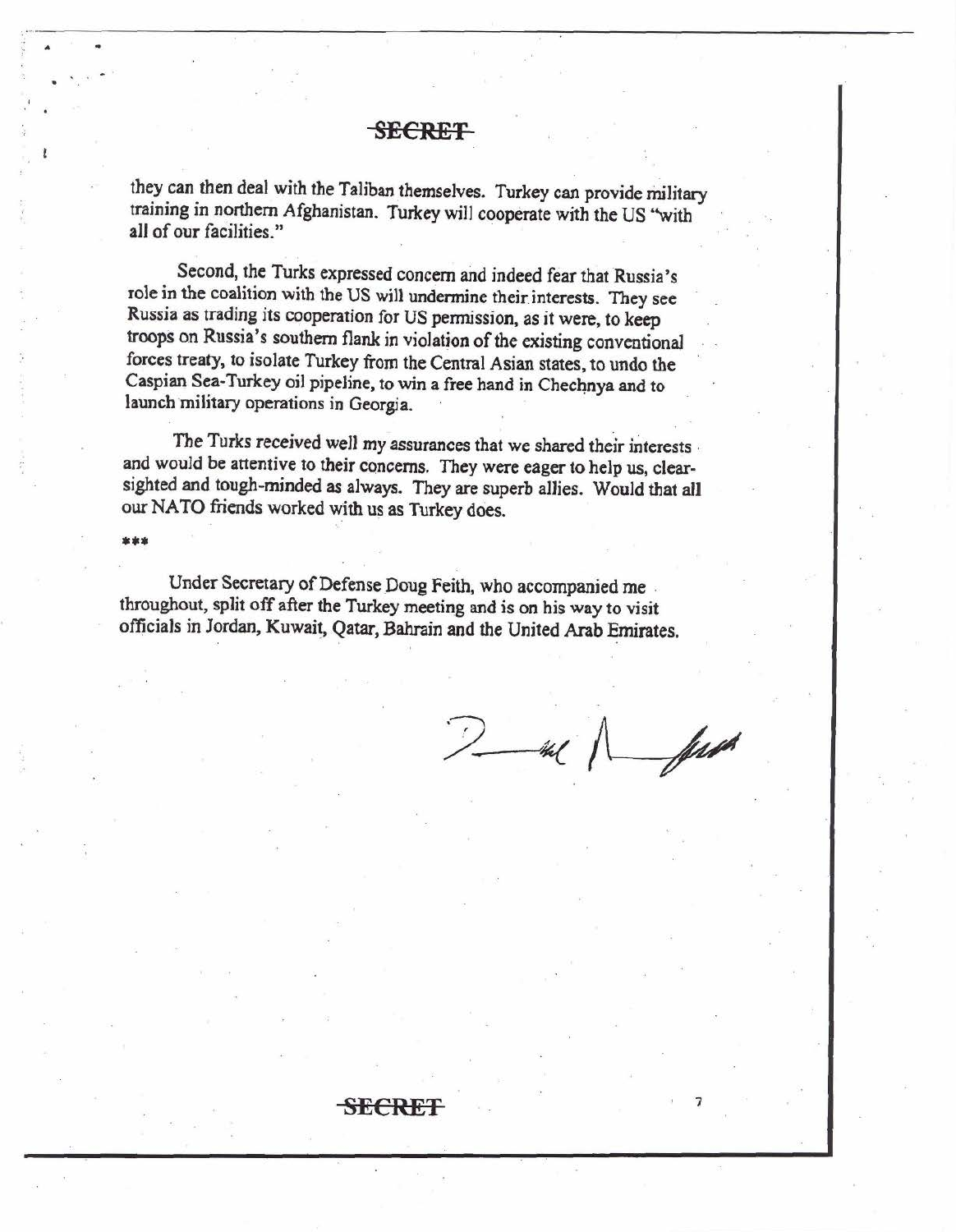~~SECRET~~

they can then deal with the Taliban themselves. Turkey can provide military training in northern Afghanistan. Turkey will cooperate with the US "with all of our facilities."

Second, the Turks expressed concern and indeed fear that Russia's role in the coalition with the US will undermine their interests. They see Russia as trading its cooperation for US permission, as it were, to keep troops on Russia's southern flank in violation of the existing conventional forces treaty, to isolate Turkey from the Central Asian states, to undo the Caspian Sea-Turkey oil pipeline, to win a free hand in Chechnya and to launch military operations in Georgia.

The Turks received well my assurances that we shared their interests and would be attentive to their concerns. They were eager to help us, clear-sighted and tough-minded as always. They are superb allies. Would that all our NATO friends worked with us as Turkey does.

***

Under Secretary of Defense Doug Feith, who accompanied me throughout, split off after the Turkey meeting and is on his way to visit officials in Jordan, Kuwait, Qatar, Bahrain and the United Arab Emirates.

~~SECRET~~